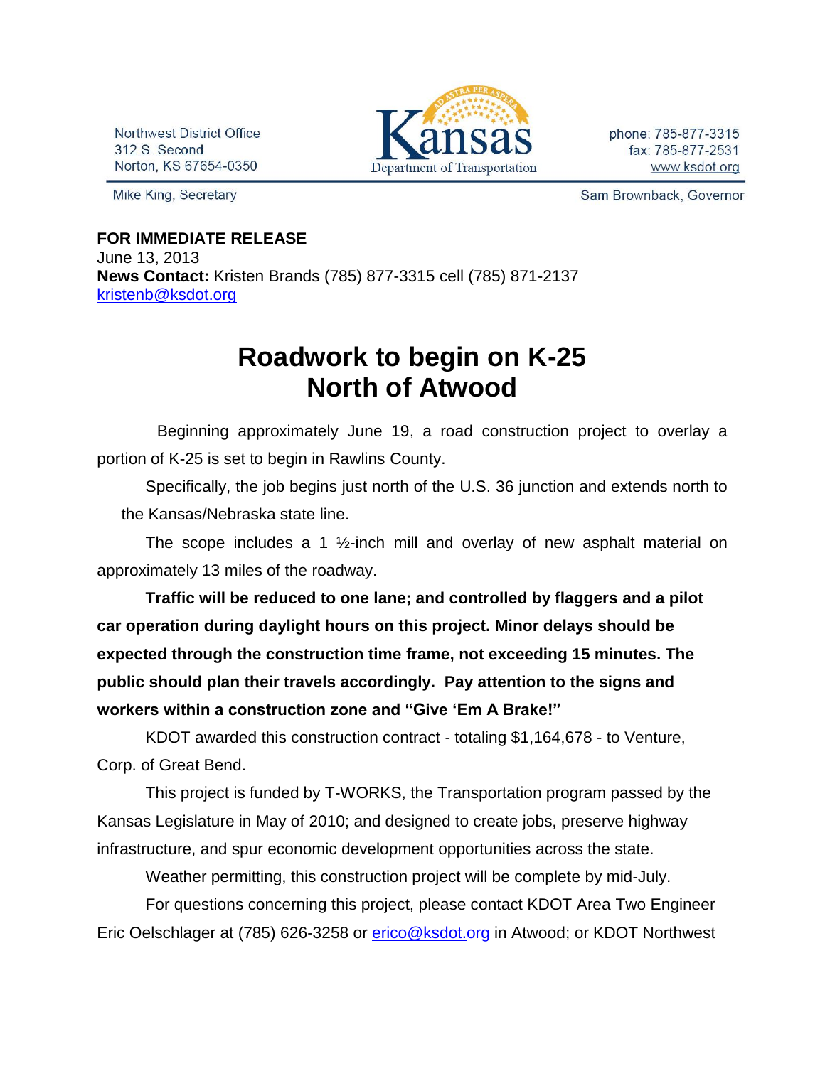Northwest District Office
312 S. Second
Norton, KS 67654-0350

Kansas Department of Transportation

phone: 785-877-3315
fax: 785-877-2531
www.ksdot.org

Mike King, Secretary

Sam Brownback, Governor

**FOR IMMEDIATE RELEASE**
June 13, 2013
**News Contact:** Kristen Brands (785) 877-3315 cell (785) 871-2137
kristenb@ksdot.org

# Roadwork to begin on K-25 North of Atwood

Beginning approximately June 19, a road construction project to overlay a portion of K-25 is set to begin in Rawlins County.

Specifically, the job begins just north of the U.S. 36 junction and extends north to the Kansas/Nebraska state line.

The scope includes a 1 ½-inch mill and overlay of new asphalt material on approximately 13 miles of the roadway.

**Traffic will be reduced to one lane; and controlled by flaggers and a pilot car operation during daylight hours on this project. Minor delays should be expected through the construction time frame, not exceeding 15 minutes. The public should plan their travels accordingly. Pay attention to the signs and workers within a construction zone and "Give 'Em A Brake!"**

KDOT awarded this construction contract - totaling $1,164,678 - to Venture, Corp. of Great Bend.

This project is funded by T-WORKS, the Transportation program passed by the Kansas Legislature in May of 2010; and designed to create jobs, preserve highway infrastructure, and spur economic development opportunities across the state.

Weather permitting, this construction project will be complete by mid-July.

For questions concerning this project, please contact KDOT Area Two Engineer Eric Oelschlager at (785) 626-3258 or erico@ksdot.org in Atwood; or KDOT Northwest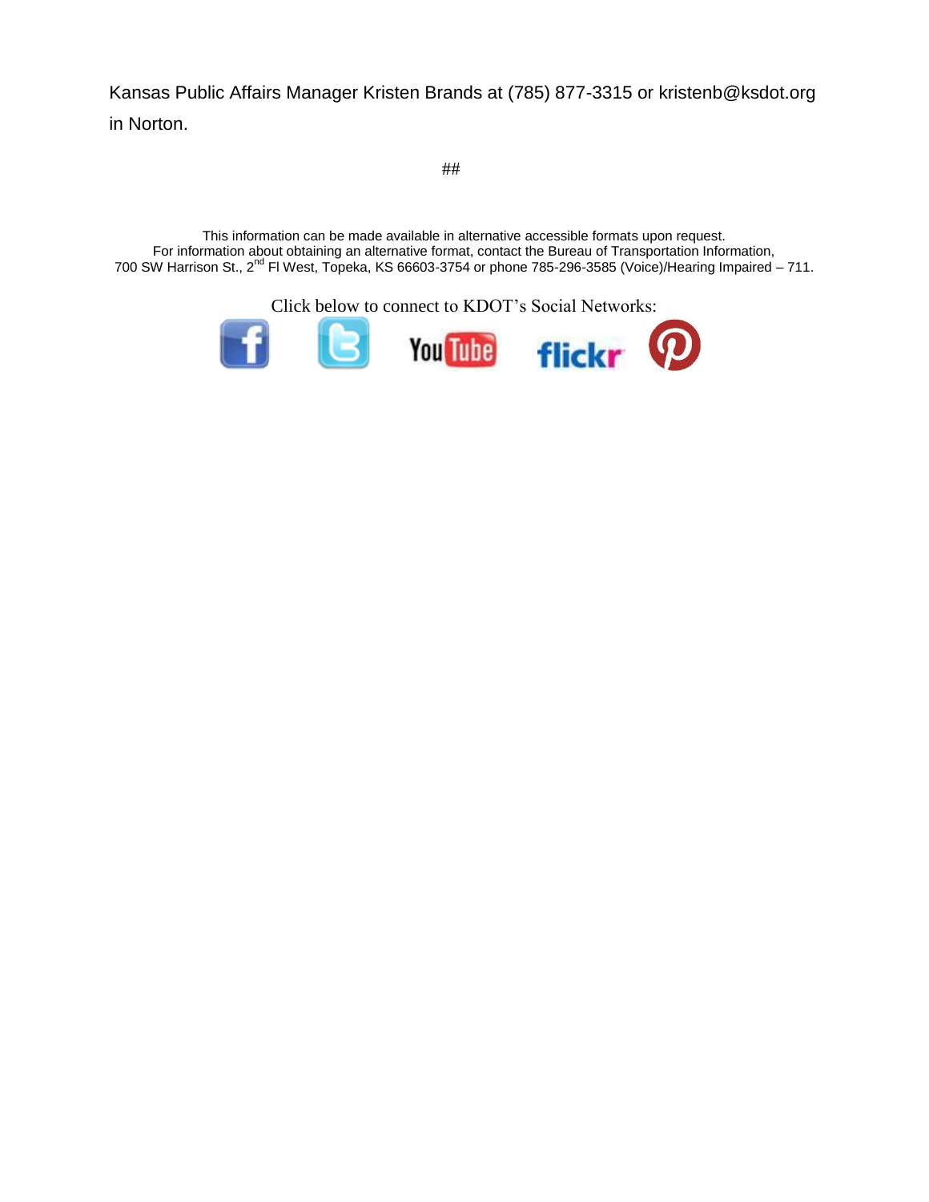Kansas Public Affairs Manager Kristen Brands at (785) 877-3315 or kristenb@ksdot.org in Norton.

##

This information can be made available in alternative accessible formats upon request.
For information about obtaining an alternative format, contact the Bureau of Transportation Information,
700 SW Harrison St., 2nd Fl West, Topeka, KS 66603-3754 or phone 785-296-3585 (Voice)/Hearing Impaired – 711.

Click below to connect to KDOT's Social Networks: